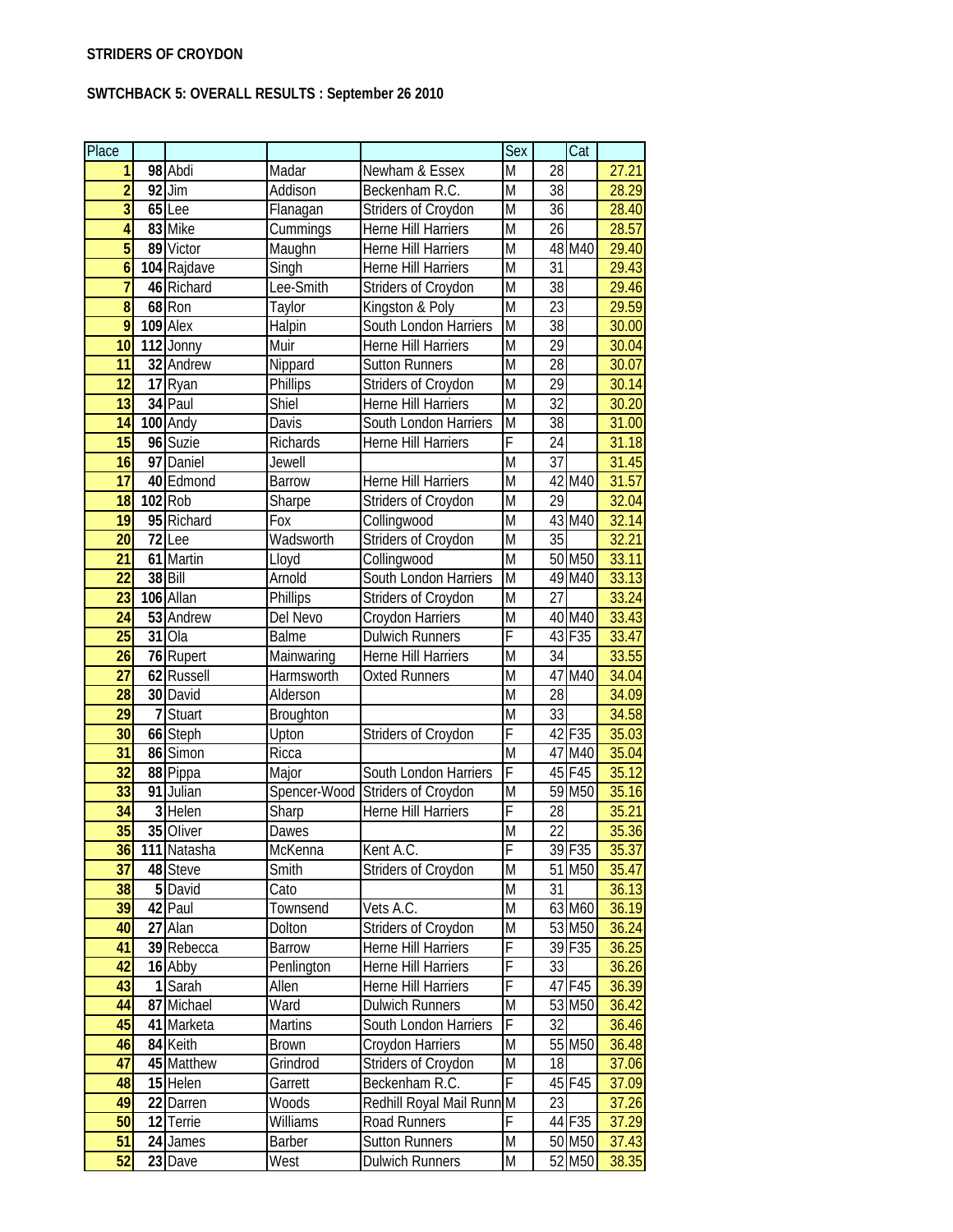**STRIDERS OF CROYDON**

**SWTCHBACK 5: OVERALL RESULTS : September 26 2010**

| Place | | | | | Sex | | Cat | |
|---|---|---|---|---|---|---|---|---|
| 1 | 98 | Abdi | Madar | Newham & Essex | M | 28 | | 27.21 |
| 2 | 92 | Jim | Addison | Beckenham R.C. | M | 38 | | 28.29 |
| 3 | 65 | Lee | Flanagan | Striders of Croydon | M | 36 | | 28.40 |
| 4 | 83 | Mike | Cummings | Herne Hill Harriers | M | 26 | | 28.57 |
| 5 | 89 | Victor | Maughn | Herne Hill Harriers | M | 48 | M40 | 29.40 |
| 6 | 104 | Rajdave | Singh | Herne Hill Harriers | M | 31 | | 29.43 |
| 7 | 46 | Richard | Lee-Smith | Striders of Croydon | M | 38 | | 29.46 |
| 8 | 68 | Ron | Taylor | Kingston & Poly | M | 23 | | 29.59 |
| 9 | 109 | Alex | Halpin | South London Harriers | M | 38 | | 30.00 |
| 10 | 112 | Jonny | Muir | Herne Hill Harriers | M | 29 | | 30.04 |
| 11 | 32 | Andrew | Nippard | Sutton Runners | M | 28 | | 30.07 |
| 12 | 17 | Ryan | Phillips | Striders of Croydon | M | 29 | | 30.14 |
| 13 | 34 | Paul | Shiel | Herne Hill Harriers | M | 32 | | 30.20 |
| 14 | 100 | Andy | Davis | South London Harriers | M | 38 | | 31.00 |
| 15 | 96 | Suzie | Richards | Herne Hill Harriers | F | 24 | | 31.18 |
| 16 | 97 | Daniel | Jewell | | M | 37 | | 31.45 |
| 17 | 40 | Edmond | Barrow | Herne Hill Harriers | M | 42 | M40 | 31.57 |
| 18 | 102 | Rob | Sharpe | Striders of Croydon | M | 29 | | 32.04 |
| 19 | 95 | Richard | Fox | Collingwood | M | 43 | M40 | 32.14 |
| 20 | 72 | Lee | Wadsworth | Striders of Croydon | M | 35 | | 32.21 |
| 21 | 61 | Martin | Lloyd | Collingwood | M | 50 | M50 | 33.11 |
| 22 | 38 | Bill | Arnold | South London Harriers | M | 49 | M40 | 33.13 |
| 23 | 106 | Allan | Phillips | Striders of Croydon | M | 27 | | 33.24 |
| 24 | 53 | Andrew | Del Nevo | Croydon Harriers | M | 40 | M40 | 33.43 |
| 25 | 31 | Ola | Balme | Dulwich Runners | F | 43 | F35 | 33.47 |
| 26 | 76 | Rupert | Mainwaring | Herne Hill Harriers | M | 34 | | 33.55 |
| 27 | 62 | Russell | Harmsworth | Oxted Runners | M | 47 | M40 | 34.04 |
| 28 | 30 | David | Alderson | | M | 28 | | 34.09 |
| 29 | 7 | Stuart | Broughton | | M | 33 | | 34.58 |
| 30 | 66 | Steph | Upton | Striders of Croydon | F | 42 | F35 | 35.03 |
| 31 | 86 | Simon | Ricca | | M | 47 | M40 | 35.04 |
| 32 | 88 | Pippa | Major | South London Harriers | F | 45 | F45 | 35.12 |
| 33 | 91 | Julian | Spencer-Wood | Striders of Croydon | M | 59 | M50 | 35.16 |
| 34 | 3 | Helen | Sharp | Herne Hill Harriers | F | 28 | | 35.21 |
| 35 | 35 | Oliver | Dawes | | M | 22 | | 35.36 |
| 36 | 111 | Natasha | McKenna | Kent A.C. | F | 39 | F35 | 35.37 |
| 37 | 48 | Steve | Smith | Striders of Croydon | M | 51 | M50 | 35.47 |
| 38 | 5 | David | Cato | | M | 31 | | 36.13 |
| 39 | 42 | Paul | Townsend | Vets A.C. | M | 63 | M60 | 36.19 |
| 40 | 27 | Alan | Dolton | Striders of Croydon | M | 53 | M50 | 36.24 |
| 41 | 39 | Rebecca | Barrow | Herne Hill Harriers | F | 39 | F35 | 36.25 |
| 42 | 16 | Abby | Penlington | Herne Hill Harriers | F | 33 | | 36.26 |
| 43 | 1 | Sarah | Allen | Herne Hill Harriers | F | 47 | F45 | 36.39 |
| 44 | 87 | Michael | Ward | Dulwich Runners | M | 53 | M50 | 36.42 |
| 45 | 41 | Marketa | Martins | South London Harriers | F | 32 | | 36.46 |
| 46 | 84 | Keith | Brown | Croydon Harriers | M | 55 | M50 | 36.48 |
| 47 | 45 | Matthew | Grindrod | Striders of Croydon | M | 18 | | 37.06 |
| 48 | 15 | Helen | Garrett | Beckenham R.C. | F | 45 | F45 | 37.09 |
| 49 | 22 | Darren | Woods | Redhill Royal Mail Runn | M | 23 | | 37.26 |
| 50 | 12 | Terrie | Williams | Road Runners | F | 44 | F35 | 37.29 |
| 51 | 24 | James | Barber | Sutton Runners | M | 50 | M50 | 37.43 |
| 52 | 23 | Dave | West | Dulwich Runners | M | 52 | M50 | 38.35 |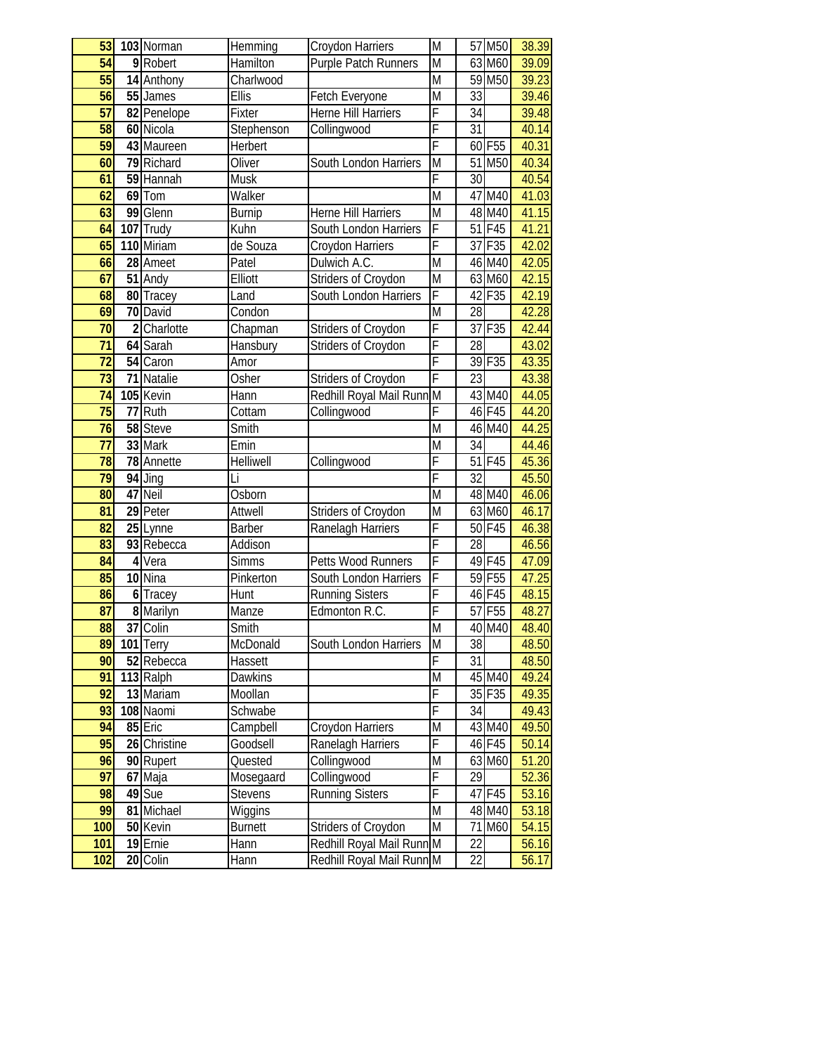| | | | | | | | | |
|---|---|---|---|---|---|---|---|---|
| 53 | 103 | Norman | Hemming | Croydon Harriers | M | 57 | M50 | 38.39 |
| 54 | 9 | Robert | Hamilton | Purple Patch Runners | M | 63 | M60 | 39.09 |
| 55 | 14 | Anthony | Charlwood | | M | 59 | M50 | 39.23 |
| 56 | 55 | James | Ellis | Fetch Everyone | M | 33 | | 39.46 |
| 57 | 82 | Penelope | Fixter | Herne Hill Harriers | F | 34 | | 39.48 |
| 58 | 60 | Nicola | Stephenson | Collingwood | F | 31 | | 40.14 |
| 59 | 43 | Maureen | Herbert | | F | 60 | F55 | 40.31 |
| 60 | 79 | Richard | Oliver | South London Harriers | M | 51 | M50 | 40.34 |
| 61 | 59 | Hannah | Musk | | F | 30 | | 40.54 |
| 62 | 69 | Tom | Walker | | M | 47 | M40 | 41.03 |
| 63 | 99 | Glenn | Burnip | Herne Hill Harriers | M | 48 | M40 | 41.15 |
| 64 | 107 | Trudy | Kuhn | South London Harriers | F | 51 | F45 | 41.21 |
| 65 | 110 | Miriam | de Souza | Croydon Harriers | F | 37 | F35 | 42.02 |
| 66 | 28 | Ameet | Patel | Dulwich A.C. | M | 46 | M40 | 42.05 |
| 67 | 51 | Andy | Elliott | Striders of Croydon | M | 63 | M60 | 42.15 |
| 68 | 80 | Tracey | Land | South London Harriers | F | 42 | F35 | 42.19 |
| 69 | 70 | David | Condon | | M | 28 | | 42.28 |
| 70 | 2 | Charlotte | Chapman | Striders of Croydon | F | 37 | F35 | 42.44 |
| 71 | 64 | Sarah | Hansbury | Striders of Croydon | F | 28 | | 43.02 |
| 72 | 54 | Caron | Amor | | F | 39 | F35 | 43.35 |
| 73 | 71 | Natalie | Osher | Striders of Croydon | F | 23 | | 43.38 |
| 74 | 105 | Kevin | Hann | Redhill Royal Mail Runn | M | 43 | M40 | 44.05 |
| 75 | 77 | Ruth | Cottam | Collingwood | F | 46 | F45 | 44.20 |
| 76 | 58 | Steve | Smith | | M | 46 | M40 | 44.25 |
| 77 | 33 | Mark | Emin | | M | 34 | | 44.46 |
| 78 | 78 | Annette | Helliwell | Collingwood | F | 51 | F45 | 45.36 |
| 79 | 94 | Jing | Li | | F | 32 | | 45.50 |
| 80 | 47 | Neil | Osborn | | M | 48 | M40 | 46.06 |
| 81 | 29 | Peter | Attwell | Striders of Croydon | M | 63 | M60 | 46.17 |
| 82 | 25 | Lynne | Barber | Ranelagh Harriers | F | 50 | F45 | 46.38 |
| 83 | 93 | Rebecca | Addison | | F | 28 | | 46.56 |
| 84 | 4 | Vera | Simms | Petts Wood Runners | F | 49 | F45 | 47.09 |
| 85 | 10 | Nina | Pinkerton | South London Harriers | F | 59 | F55 | 47.25 |
| 86 | 6 | Tracey | Hunt | Running Sisters | F | 46 | F45 | 48.15 |
| 87 | 8 | Marilyn | Manze | Edmonton R.C. | F | 57 | F55 | 48.27 |
| 88 | 37 | Colin | Smith | | M | 40 | M40 | 48.40 |
| 89 | 101 | Terry | McDonald | South London Harriers | M | 38 | | 48.50 |
| 90 | 52 | Rebecca | Hassett | | F | 31 | | 48.50 |
| 91 | 113 | Ralph | Dawkins | | M | 45 | M40 | 49.24 |
| 92 | 13 | Mariam | Moollan | | F | 35 | F35 | 49.35 |
| 93 | 108 | Naomi | Schwabe | | F | 34 | | 49.43 |
| 94 | 85 | Eric | Campbell | Croydon Harriers | M | 43 | M40 | 49.50 |
| 95 | 26 | Christine | Goodsell | Ranelagh Harriers | F | 46 | F45 | 50.14 |
| 96 | 90 | Rupert | Quested | Collingwood | M | 63 | M60 | 51.20 |
| 97 | 67 | Maja | Mosegaard | Collingwood | F | 29 | | 52.36 |
| 98 | 49 | Sue | Stevens | Running Sisters | F | 47 | F45 | 53.16 |
| 99 | 81 | Michael | Wiggins | | M | 48 | M40 | 53.18 |
| 100 | 50 | Kevin | Burnett | Striders of Croydon | M | 71 | M60 | 54.15 |
| 101 | 19 | Ernie | Hann | Redhill Royal Mail Runn | M | 22 | | 56.16 |
| 102 | 20 | Colin | Hann | Redhill Royal Mail Runn | M | 22 | | 56.17 |